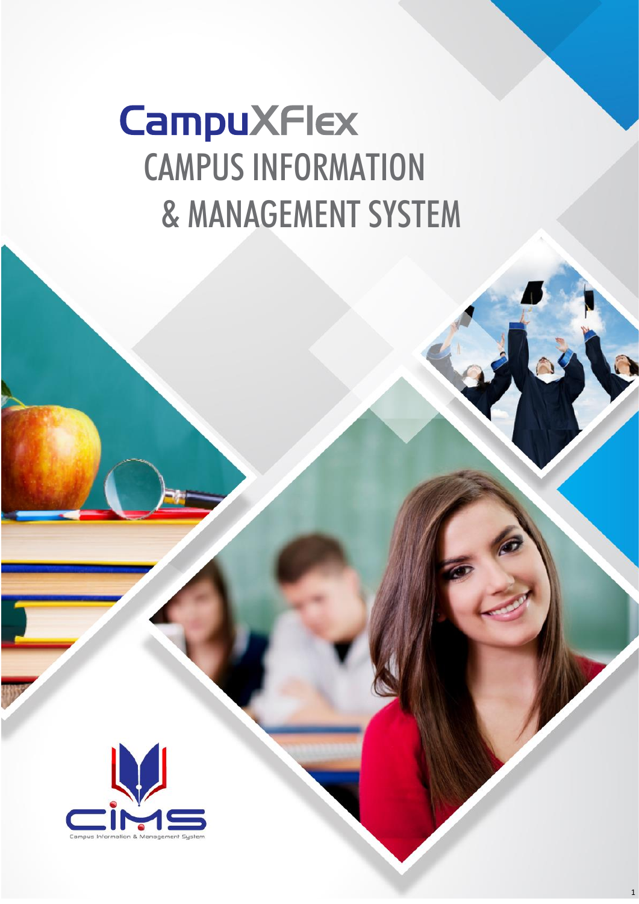# CampuXFlex

## CAMPUS INFORMATION & MANAGEMENT SYSTEM

CIMS

Campus Information & Management System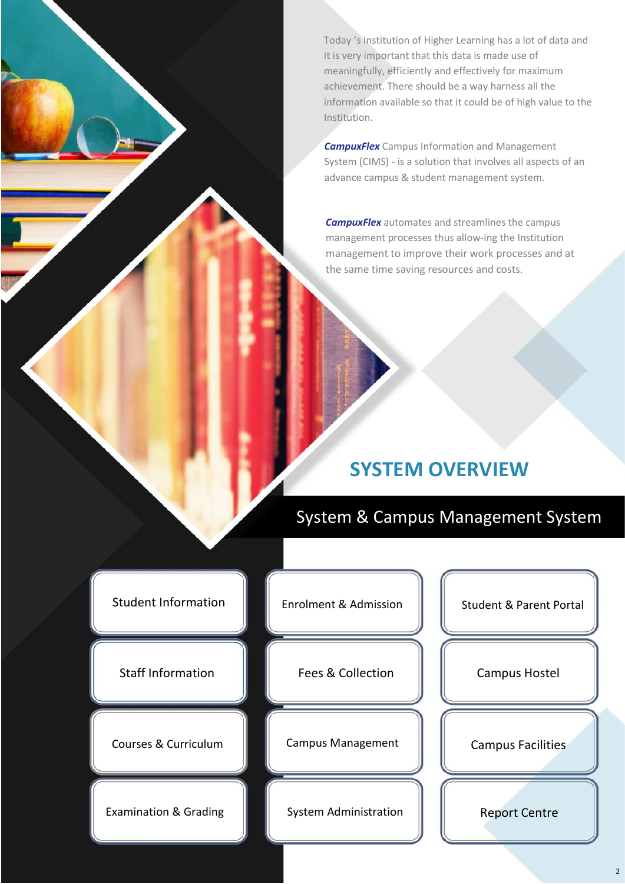Today 's Institution of Higher Learning has a lot of data and it is very important that this data is made use of meaningfully, efficiently and effectively for maximum achievement. There should be a way harness all the information available so that it could be of high value to the Institution.

***CampuxFlex*** Campus Information and Management System (CIMS) - is a solution that involves all aspects of an advance campus & student management system.

***CampuxFlex*** automates and streamlines the campus management processes thus allow-ing the Institution management to improve their work processes and at the same time saving resources and costs.

## SYSTEM OVERVIEW

### System & Campus Management System

| | | |
|---|---|---|
| Student Information | Enrolment & Admission | Student & Parent Portal |
| Staff Information | Fees & Collection | Campus Hostel |
| Courses & Curriculum | Campus Management | Campus Facilities |
| Examination & Grading | System Administration | Report Centre |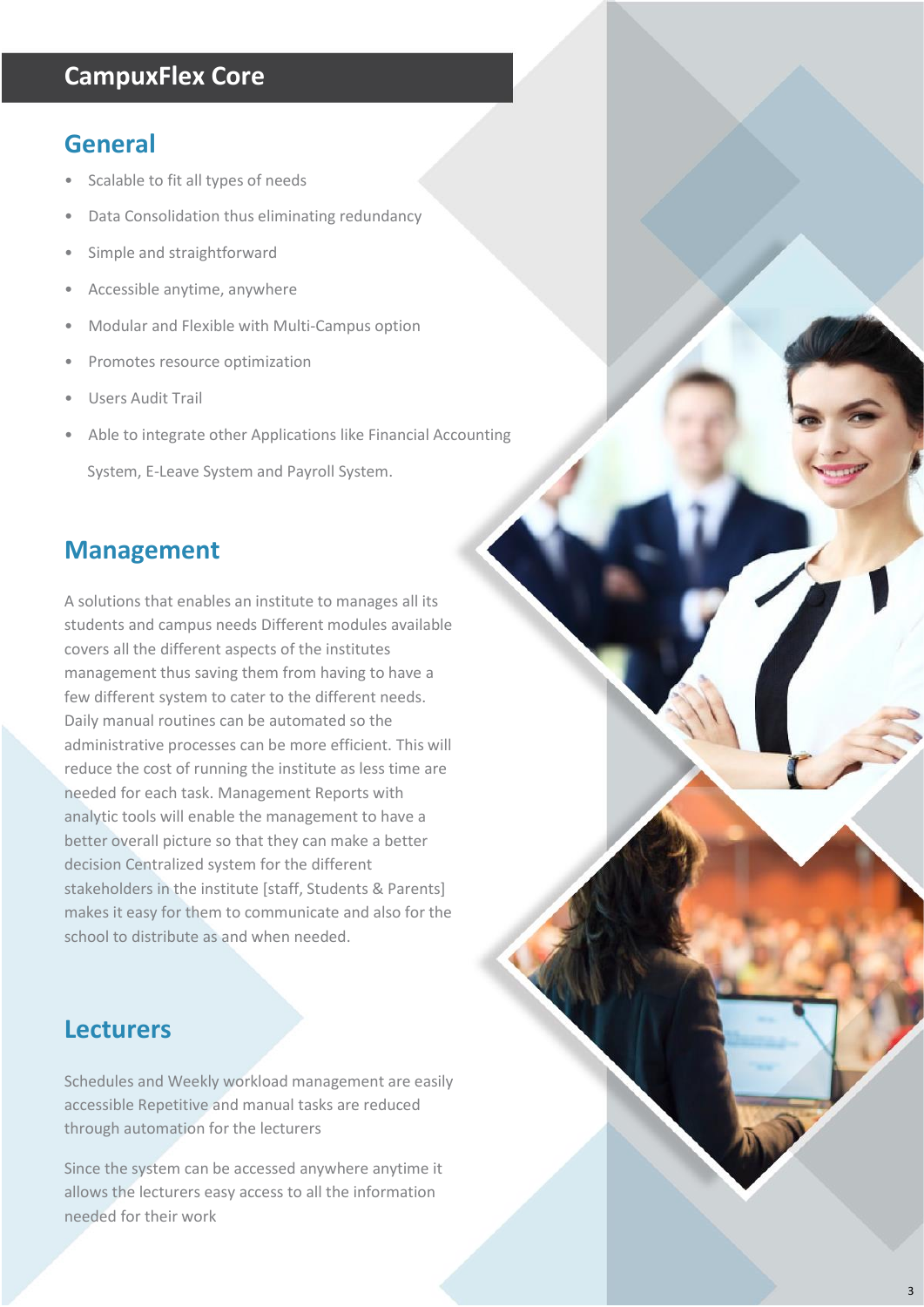# CampuxFlex Core

## General

- Scalable to fit all types of needs
- Data Consolidation thus eliminating redundancy
- Simple and straightforward
- Accessible anytime, anywhere
- Modular and Flexible with Multi-Campus option
- Promotes resource optimization
- Users Audit Trail
- Able to integrate other Applications like Financial Accounting System, E-Leave System and Payroll System.

## Management

A solutions that enables an institute to manages all its students and campus needs Different modules available covers all the different aspects of the institutes management thus saving them from having to have a few different system to cater to the different needs. Daily manual routines can be automated so the administrative processes can be more efficient. This will reduce the cost of running the institute as less time are needed for each task. Management Reports with analytic tools will enable the management to have a better overall picture so that they can make a better decision Centralized system for the different stakeholders in the institute [staff, Students & Parents] makes it easy for them to communicate and also for the school to distribute as and when needed.

## Lecturers

Schedules and Weekly workload management are easily accessible Repetitive and manual tasks are reduced through automation for the lecturers

Since the system can be accessed anywhere anytime it allows the lecturers easy access to all the information needed for their work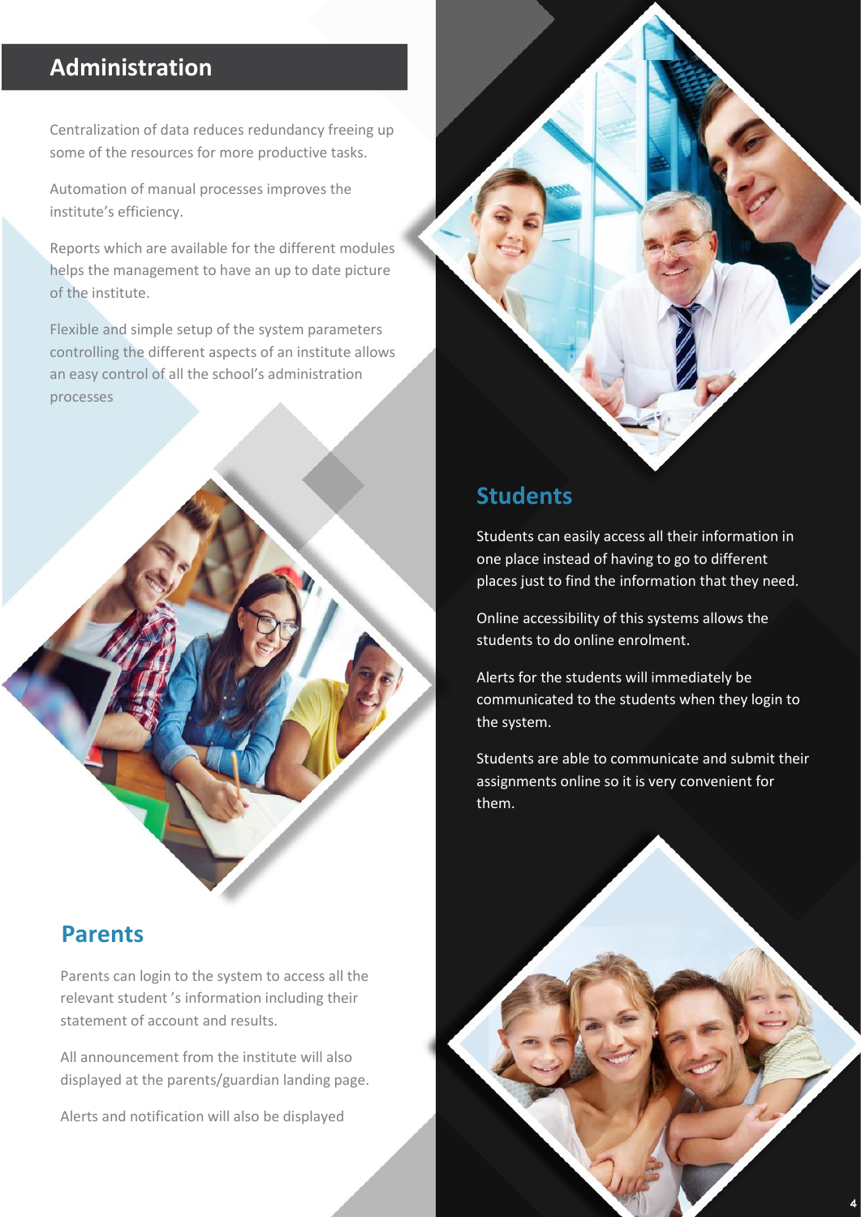## Administration

Centralization of data reduces redundancy freeing up some of the resources for more productive tasks.

Automation of manual processes improves the institute's efficiency.

Reports which are available for the different modules helps the management to have an up to date picture of the institute.

Flexible and simple setup of the system parameters controlling the different aspects of an institute allows an easy control of all the school's administration processes

## Students

Students can easily access all their information in one place instead of having to go to different places just to find the information that they need.

Online accessibility of this systems allows the students to do online enrolment.

Alerts for the students will immediately be communicated to the students when they login to the system.

Students are able to communicate and submit their assignments online so it is very convenient for them.

## Parents

Parents can login to the system to access all the relevant student 's information including their statement of account and results.

All announcement from the institute will also displayed at the parents/guardian landing page.

Alerts and notification will also be displayed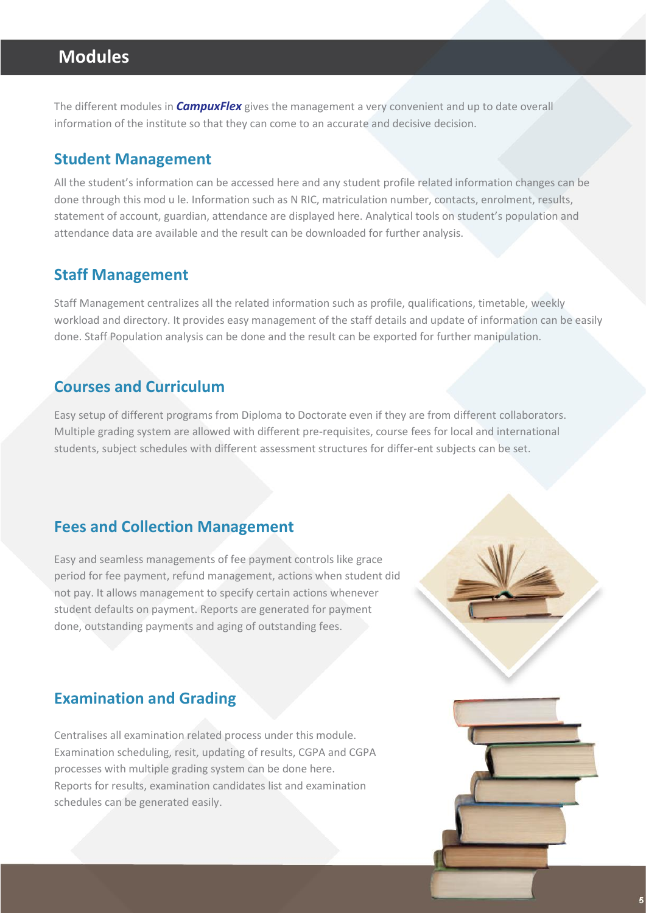# Modules

The different modules in ***CampuxFlex*** gives the management a very convenient and up to date overall information of the institute so that they can come to an accurate and decisive decision.

## Student Management

All the student's information can be accessed here and any student profile related information changes can be done through this mod u le. Information such as N RIC, matriculation number, contacts, enrolment, results, statement of account, guardian, attendance are displayed here. Analytical tools on student's population and attendance data are available and the result can be downloaded for further analysis.

## Staff Management

Staff Management centralizes all the related information such as profile, qualifications, timetable, weekly workload and directory. It provides easy management of the staff details and update of information can be easily done. Staff Population analysis can be done and the result can be exported for further manipulation.

## Courses and Curriculum

Easy setup of different programs from Diploma to Doctorate even if they are from different collaborators. Multiple grading system are allowed with different pre-requisites, course fees for local and international students, subject schedules with different assessment structures for differ-ent subjects can be set.

## Fees and Collection Management

Easy and seamless managements of fee payment controls like grace period for fee payment, refund management, actions when student did not pay. It allows management to specify certain actions whenever student defaults on payment. Reports are generated for payment done, outstanding payments and aging of outstanding fees.

## Examination and Grading

Centralises all examination related process under this module. Examination scheduling, resit, updating of results, CGPA and CGPA processes with multiple grading system can be done here. Reports for results, examination candidates list and examination schedules can be generated easily.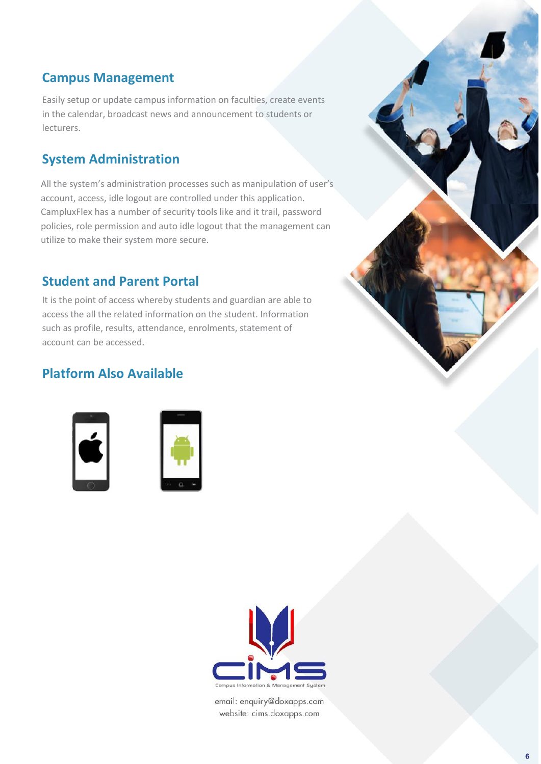## Campus Management

Easily setup or update campus information on faculties, create events in the calendar, broadcast news and announcement to students or lecturers.

## System Administration

All the system's administration processes such as manipulation of user's account, access, idle logout are controlled under this application. CampluxFlex has a number of security tools like and it trail, password policies, role permission and auto idle logout that the management can utilize to make their system more secure.

## Student and Parent Portal

It is the point of access whereby students and guardian are able to access the all the related information on the student. Information such as profile, results, attendance, enrolments, statement of account can be accessed.

## Platform Also Available

CIMS

Campus Information & Management System

email: enquiry@doxapps.com
website: cims.doxapps.com